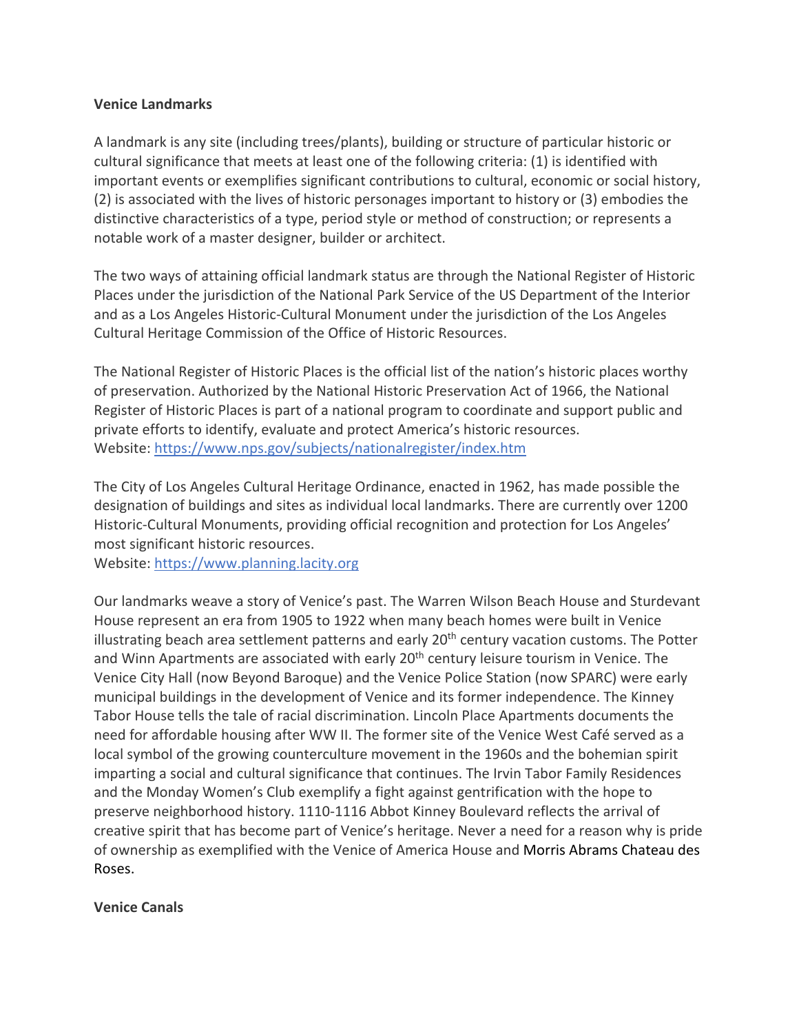**Venice Landmarks**

A landmark is any site (including trees/plants), building or structure of particular historic or cultural significance that meets at least one of the following criteria: (1) is identified with important events or exemplifies significant contributions to cultural, economic or social history, (2) is associated with the lives of historic personages important to history or (3) embodies the distinctive characteristics of a type, period style or method of construction; or represents a notable work of a master designer, builder or architect.

The two ways of attaining official landmark status are through the National Register of Historic Places under the jurisdiction of the National Park Service of the US Department of the Interior and as a Los Angeles Historic-Cultural Monument under the jurisdiction of the Los Angeles Cultural Heritage Commission of the Office of Historic Resources.

The National Register of Historic Places is the official list of the nation's historic places worthy of preservation. Authorized by the National Historic Preservation Act of 1966, the National Register of Historic Places is part of a national program to coordinate and support public and private efforts to identify, evaluate and protect America's historic resources.
Website: https://www.nps.gov/subjects/nationalregister/index.htm

The City of Los Angeles Cultural Heritage Ordinance, enacted in 1962, has made possible the designation of buildings and sites as individual local landmarks. There are currently over 1200 Historic-Cultural Monuments, providing official recognition and protection for Los Angeles' most significant historic resources.
Website: https://www.planning.lacity.org

Our landmarks weave a story of Venice's past. The Warren Wilson Beach House and Sturdevant House represent an era from 1905 to 1922 when many beach homes were built in Venice illustrating beach area settlement patterns and early 20th century vacation customs. The Potter and Winn Apartments are associated with early 20th century leisure tourism in Venice. The Venice City Hall (now Beyond Baroque) and the Venice Police Station (now SPARC) were early municipal buildings in the development of Venice and its former independence. The Kinney Tabor House tells the tale of racial discrimination. Lincoln Place Apartments documents the need for affordable housing after WW II. The former site of the Venice West Café served as a local symbol of the growing counterculture movement in the 1960s and the bohemian spirit imparting a social and cultural significance that continues. The Irvin Tabor Family Residences and the Monday Women's Club exemplify a fight against gentrification with the hope to preserve neighborhood history. 1110-1116 Abbot Kinney Boulevard reflects the arrival of creative spirit that has become part of Venice's heritage. Never a need for a reason why is pride of ownership as exemplified with the Venice of America House and Morris Abrams Chateau des Roses.

**Venice Canals**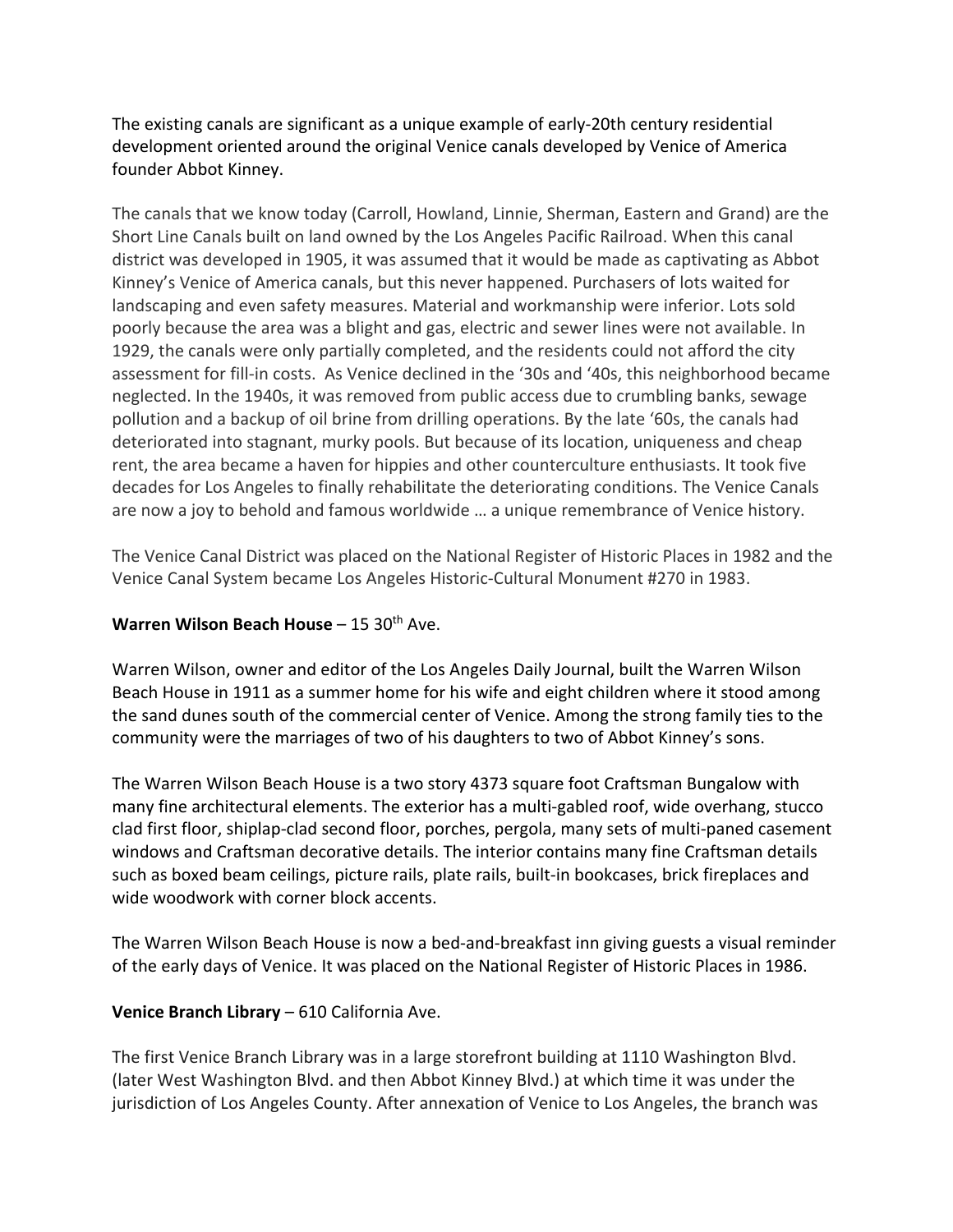The existing canals are significant as a unique example of early-20th century residential development oriented around the original Venice canals developed by Venice of America founder Abbot Kinney.

The canals that we know today (Carroll, Howland, Linnie, Sherman, Eastern and Grand) are the Short Line Canals built on land owned by the Los Angeles Pacific Railroad. When this canal district was developed in 1905, it was assumed that it would be made as captivating as Abbot Kinney's Venice of America canals, but this never happened. Purchasers of lots waited for landscaping and even safety measures. Material and workmanship were inferior. Lots sold poorly because the area was a blight and gas, electric and sewer lines were not available. In 1929, the canals were only partially completed, and the residents could not afford the city assessment for fill-in costs. As Venice declined in the '30s and '40s, this neighborhood became neglected. In the 1940s, it was removed from public access due to crumbling banks, sewage pollution and a backup of oil brine from drilling operations. By the late '60s, the canals had deteriorated into stagnant, murky pools. But because of its location, uniqueness and cheap rent, the area became a haven for hippies and other counterculture enthusiasts. It took five decades for Los Angeles to finally rehabilitate the deteriorating conditions. The Venice Canals are now a joy to behold and famous worldwide … a unique remembrance of Venice history.

The Venice Canal District was placed on the National Register of Historic Places in 1982 and the Venice Canal System became Los Angeles Historic-Cultural Monument #270 in 1983.

**Warren Wilson Beach House** – 15 30th Ave.

Warren Wilson, owner and editor of the Los Angeles Daily Journal, built the Warren Wilson Beach House in 1911 as a summer home for his wife and eight children where it stood among the sand dunes south of the commercial center of Venice. Among the strong family ties to the community were the marriages of two of his daughters to two of Abbot Kinney's sons.

The Warren Wilson Beach House is a two story 4373 square foot Craftsman Bungalow with many fine architectural elements. The exterior has a multi-gabled roof, wide overhang, stucco clad first floor, shiplap-clad second floor, porches, pergola, many sets of multi-paned casement windows and Craftsman decorative details. The interior contains many fine Craftsman details such as boxed beam ceilings, picture rails, plate rails, built-in bookcases, brick fireplaces and wide woodwork with corner block accents.

The Warren Wilson Beach House is now a bed-and-breakfast inn giving guests a visual reminder of the early days of Venice. It was placed on the National Register of Historic Places in 1986.

**Venice Branch Library** – 610 California Ave.

The first Venice Branch Library was in a large storefront building at 1110 Washington Blvd. (later West Washington Blvd. and then Abbot Kinney Blvd.) at which time it was under the jurisdiction of Los Angeles County. After annexation of Venice to Los Angeles, the branch was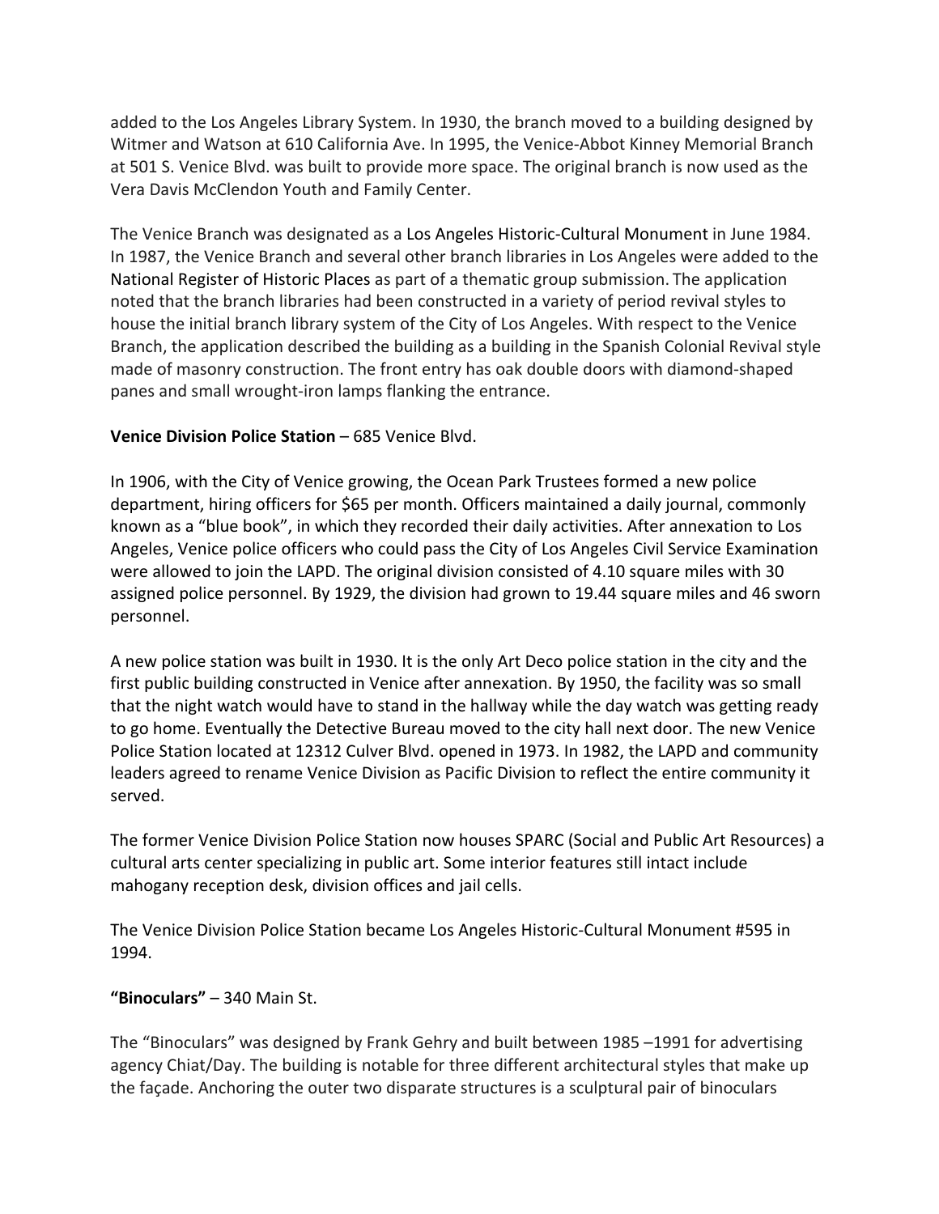added to the Los Angeles Library System. In 1930, the branch moved to a building designed by Witmer and Watson at 610 California Ave. In 1995, the Venice-Abbot Kinney Memorial Branch at 501 S. Venice Blvd. was built to provide more space. The original branch is now used as the Vera Davis McClendon Youth and Family Center.

The Venice Branch was designated as a Los Angeles Historic-Cultural Monument in June 1984. In 1987, the Venice Branch and several other branch libraries in Los Angeles were added to the National Register of Historic Places as part of a thematic group submission. The application noted that the branch libraries had been constructed in a variety of period revival styles to house the initial branch library system of the City of Los Angeles. With respect to the Venice Branch, the application described the building as a building in the Spanish Colonial Revival style made of masonry construction. The front entry has oak double doors with diamond-shaped panes and small wrought-iron lamps flanking the entrance.

**Venice Division Police Station** – 685 Venice Blvd.

In 1906, with the City of Venice growing, the Ocean Park Trustees formed a new police department, hiring officers for $65 per month. Officers maintained a daily journal, commonly known as a "blue book", in which they recorded their daily activities. After annexation to Los Angeles, Venice police officers who could pass the City of Los Angeles Civil Service Examination were allowed to join the LAPD. The original division consisted of 4.10 square miles with 30 assigned police personnel. By 1929, the division had grown to 19.44 square miles and 46 sworn personnel.

A new police station was built in 1930. It is the only Art Deco police station in the city and the first public building constructed in Venice after annexation. By 1950, the facility was so small that the night watch would have to stand in the hallway while the day watch was getting ready to go home. Eventually the Detective Bureau moved to the city hall next door. The new Venice Police Station located at 12312 Culver Blvd. opened in 1973. In 1982, the LAPD and community leaders agreed to rename Venice Division as Pacific Division to reflect the entire community it served.

The former Venice Division Police Station now houses SPARC (Social and Public Art Resources) a cultural arts center specializing in public art. Some interior features still intact include mahogany reception desk, division offices and jail cells.

The Venice Division Police Station became Los Angeles Historic-Cultural Monument #595 in 1994.

**"Binoculars"** – 340 Main St.

The "Binoculars" was designed by Frank Gehry and built between 1985 –1991 for advertising agency Chiat/Day. The building is notable for three different architectural styles that make up the façade. Anchoring the outer two disparate structures is a sculptural pair of binoculars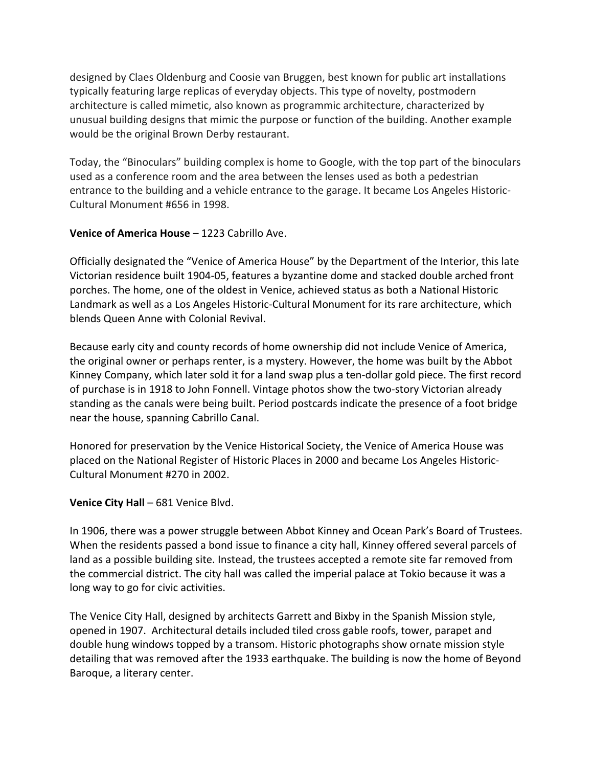designed by Claes Oldenburg and Coosie van Bruggen, best known for public art installations typically featuring large replicas of everyday objects. This type of novelty, postmodern architecture is called mimetic, also known as programmic architecture, characterized by unusual building designs that mimic the purpose or function of the building. Another example would be the original Brown Derby restaurant.

Today, the "Binoculars" building complex is home to Google, with the top part of the binoculars used as a conference room and the area between the lenses used as both a pedestrian entrance to the building and a vehicle entrance to the garage. It became Los Angeles Historic-Cultural Monument #656 in 1998.

**Venice of America House** – 1223 Cabrillo Ave.

Officially designated the "Venice of America House" by the Department of the Interior, this late Victorian residence built 1904-05, features a byzantine dome and stacked double arched front porches. The home, one of the oldest in Venice, achieved status as both a National Historic Landmark as well as a Los Angeles Historic-Cultural Monument for its rare architecture, which blends Queen Anne with Colonial Revival.

Because early city and county records of home ownership did not include Venice of America, the original owner or perhaps renter, is a mystery. However, the home was built by the Abbot Kinney Company, which later sold it for a land swap plus a ten-dollar gold piece. The first record of purchase is in 1918 to John Fonnell. Vintage photos show the two-story Victorian already standing as the canals were being built. Period postcards indicate the presence of a foot bridge near the house, spanning Cabrillo Canal.

Honored for preservation by the Venice Historical Society, the Venice of America House was placed on the National Register of Historic Places in 2000 and became Los Angeles Historic-Cultural Monument #270 in 2002.

**Venice City Hall** – 681 Venice Blvd.

In 1906, there was a power struggle between Abbot Kinney and Ocean Park's Board of Trustees. When the residents passed a bond issue to finance a city hall, Kinney offered several parcels of land as a possible building site. Instead, the trustees accepted a remote site far removed from the commercial district. The city hall was called the imperial palace at Tokio because it was a long way to go for civic activities.

The Venice City Hall, designed by architects Garrett and Bixby in the Spanish Mission style, opened in 1907. Architectural details included tiled cross gable roofs, tower, parapet and double hung windows topped by a transom. Historic photographs show ornate mission style detailing that was removed after the 1933 earthquake. The building is now the home of Beyond Baroque, a literary center.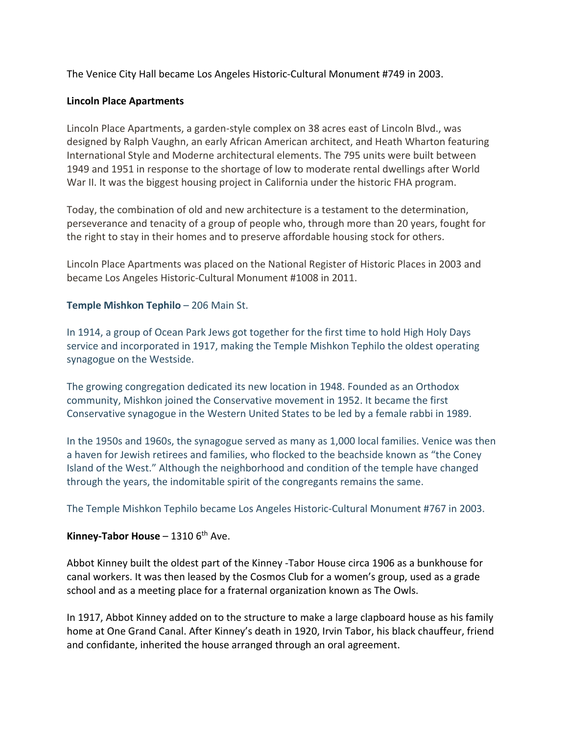The Venice City Hall became Los Angeles Historic-Cultural Monument #749 in 2003.

**Lincoln Place Apartments**

Lincoln Place Apartments, a garden-style complex on 38 acres east of Lincoln Blvd., was designed by Ralph Vaughn, an early African American architect, and Heath Wharton featuring International Style and Moderne architectural elements. The 795 units were built between 1949 and 1951 in response to the shortage of low to moderate rental dwellings after World War II. It was the biggest housing project in California under the historic FHA program.

Today, the combination of old and new architecture is a testament to the determination, perseverance and tenacity of a group of people who, through more than 20 years, fought for the right to stay in their homes and to preserve affordable housing stock for others.

Lincoln Place Apartments was placed on the National Register of Historic Places in 2003 and became Los Angeles Historic-Cultural Monument #1008 in 2011.

**Temple Mishkon Tephilo** – 206 Main St.

In 1914, a group of Ocean Park Jews got together for the first time to hold High Holy Days service and incorporated in 1917, making the Temple Mishkon Tephilo the oldest operating synagogue on the Westside.

The growing congregation dedicated its new location in 1948. Founded as an Orthodox community, Mishkon joined the Conservative movement in 1952. It became the first Conservative synagogue in the Western United States to be led by a female rabbi in 1989.

In the 1950s and 1960s, the synagogue served as many as 1,000 local families. Venice was then a haven for Jewish retirees and families, who flocked to the beachside known as "the Coney Island of the West." Although the neighborhood and condition of the temple have changed through the years, the indomitable spirit of the congregants remains the same.

The Temple Mishkon Tephilo became Los Angeles Historic-Cultural Monument #767 in 2003.

**Kinney-Tabor House** – 1310 6th Ave.

Abbot Kinney built the oldest part of the Kinney -Tabor House circa 1906 as a bunkhouse for canal workers. It was then leased by the Cosmos Club for a women's group, used as a grade school and as a meeting place for a fraternal organization known as The Owls.

In 1917, Abbot Kinney added on to the structure to make a large clapboard house as his family home at One Grand Canal. After Kinney's death in 1920, Irvin Tabor, his black chauffeur, friend and confidante, inherited the house arranged through an oral agreement.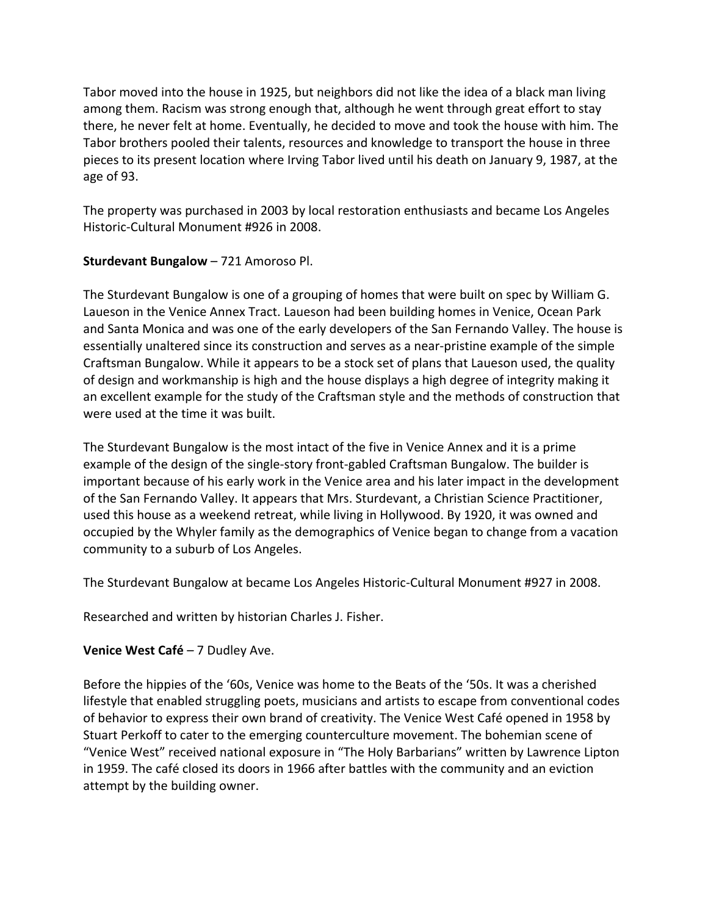Tabor moved into the house in 1925, but neighbors did not like the idea of a black man living among them. Racism was strong enough that, although he went through great effort to stay there, he never felt at home. Eventually, he decided to move and took the house with him. The Tabor brothers pooled their talents, resources and knowledge to transport the house in three pieces to its present location where Irving Tabor lived until his death on January 9, 1987, at the age of 93.

The property was purchased in 2003 by local restoration enthusiasts and became Los Angeles Historic-Cultural Monument #926 in 2008.

**Sturdevant Bungalow** – 721 Amoroso Pl.

The Sturdevant Bungalow is one of a grouping of homes that were built on spec by William G. Laueson in the Venice Annex Tract. Laueson had been building homes in Venice, Ocean Park and Santa Monica and was one of the early developers of the San Fernando Valley. The house is essentially unaltered since its construction and serves as a near-pristine example of the simple Craftsman Bungalow. While it appears to be a stock set of plans that Laueson used, the quality of design and workmanship is high and the house displays a high degree of integrity making it an excellent example for the study of the Craftsman style and the methods of construction that were used at the time it was built.

The Sturdevant Bungalow is the most intact of the five in Venice Annex and it is a prime example of the design of the single-story front-gabled Craftsman Bungalow. The builder is important because of his early work in the Venice area and his later impact in the development of the San Fernando Valley. It appears that Mrs. Sturdevant, a Christian Science Practitioner, used this house as a weekend retreat, while living in Hollywood. By 1920, it was owned and occupied by the Whyler family as the demographics of Venice began to change from a vacation community to a suburb of Los Angeles.

The Sturdevant Bungalow at became Los Angeles Historic-Cultural Monument #927 in 2008.

Researched and written by historian Charles J. Fisher.

**Venice West Café** – 7 Dudley Ave.

Before the hippies of the '60s, Venice was home to the Beats of the '50s. It was a cherished lifestyle that enabled struggling poets, musicians and artists to escape from conventional codes of behavior to express their own brand of creativity. The Venice West Café opened in 1958 by Stuart Perkoff to cater to the emerging counterculture movement. The bohemian scene of "Venice West" received national exposure in "The Holy Barbarians" written by Lawrence Lipton in 1959. The café closed its doors in 1966 after battles with the community and an eviction attempt by the building owner.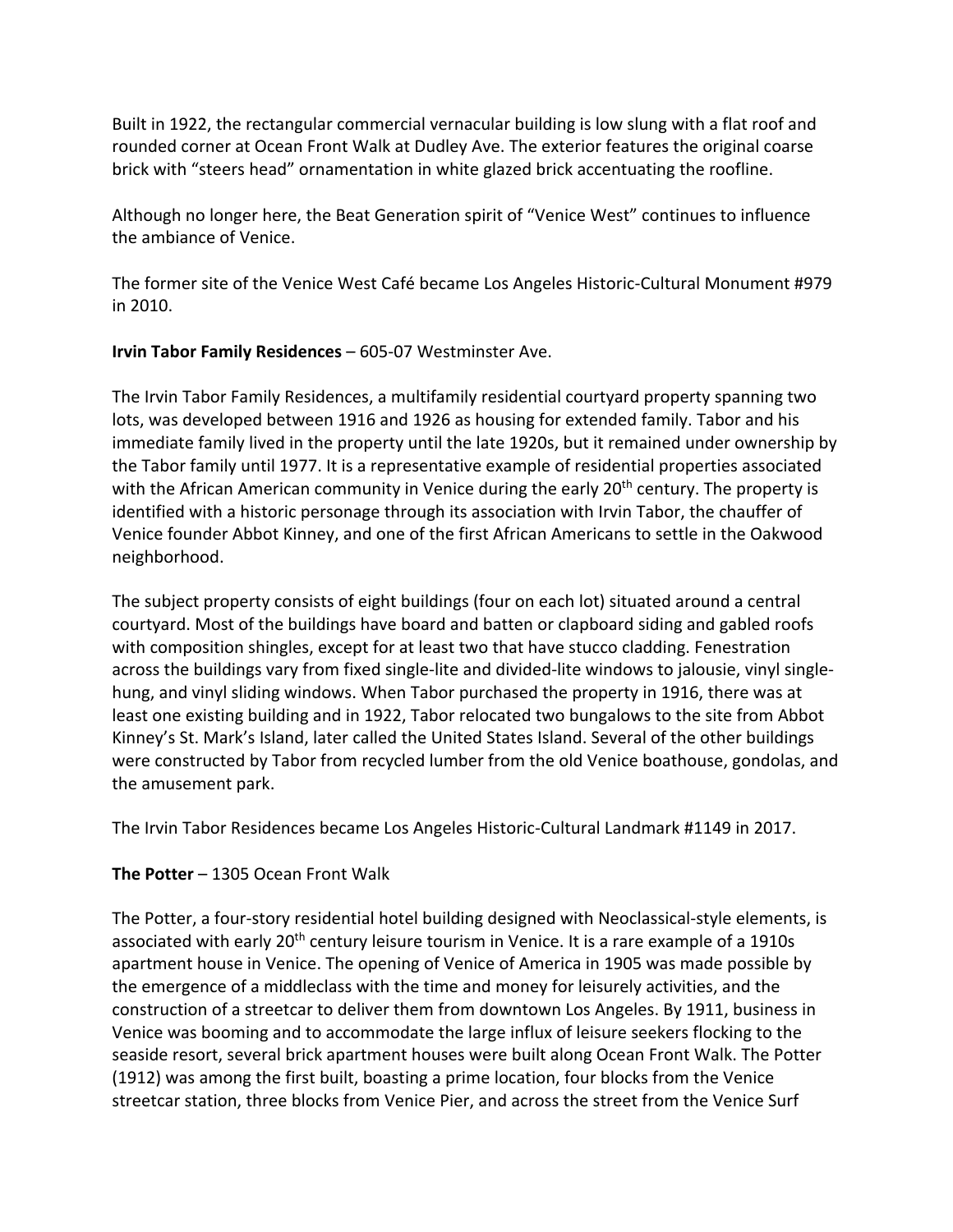Built in 1922, the rectangular commercial vernacular building is low slung with a flat roof and rounded corner at Ocean Front Walk at Dudley Ave. The exterior features the original coarse brick with "steers head" ornamentation in white glazed brick accentuating the roofline.

Although no longer here, the Beat Generation spirit of "Venice West" continues to influence the ambiance of Venice.

The former site of the Venice West Café became Los Angeles Historic-Cultural Monument #979 in 2010.

**Irvin Tabor Family Residences** – 605-07 Westminster Ave.

The Irvin Tabor Family Residences, a multifamily residential courtyard property spanning two lots, was developed between 1916 and 1926 as housing for extended family. Tabor and his immediate family lived in the property until the late 1920s, but it remained under ownership by the Tabor family until 1977. It is a representative example of residential properties associated with the African American community in Venice during the early 20th century. The property is identified with a historic personage through its association with Irvin Tabor, the chauffer of Venice founder Abbot Kinney, and one of the first African Americans to settle in the Oakwood neighborhood.

The subject property consists of eight buildings (four on each lot) situated around a central courtyard. Most of the buildings have board and batten or clapboard siding and gabled roofs with composition shingles, except for at least two that have stucco cladding. Fenestration across the buildings vary from fixed single-lite and divided-lite windows to jalousie, vinyl single-hung, and vinyl sliding windows. When Tabor purchased the property in 1916, there was at least one existing building and in 1922, Tabor relocated two bungalows to the site from Abbot Kinney's St. Mark's Island, later called the United States Island. Several of the other buildings were constructed by Tabor from recycled lumber from the old Venice boathouse, gondolas, and the amusement park.

The Irvin Tabor Residences became Los Angeles Historic-Cultural Landmark #1149 in 2017.

**The Potter** – 1305 Ocean Front Walk

The Potter, a four-story residential hotel building designed with Neoclassical-style elements, is associated with early 20th century leisure tourism in Venice. It is a rare example of a 1910s apartment house in Venice. The opening of Venice of America in 1905 was made possible by the emergence of a middleclass with the time and money for leisurely activities, and the construction of a streetcar to deliver them from downtown Los Angeles. By 1911, business in Venice was booming and to accommodate the large influx of leisure seekers flocking to the seaside resort, several brick apartment houses were built along Ocean Front Walk. The Potter (1912) was among the first built, boasting a prime location, four blocks from the Venice streetcar station, three blocks from Venice Pier, and across the street from the Venice Surf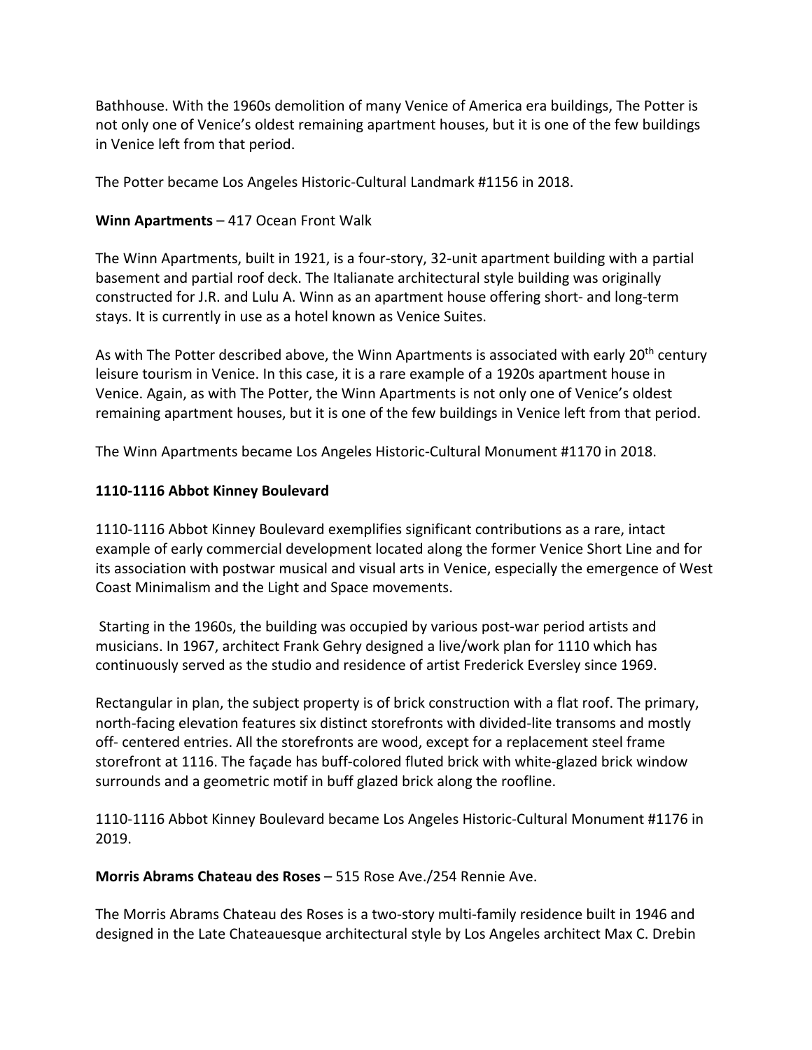Bathhouse. With the 1960s demolition of many Venice of America era buildings, The Potter is not only one of Venice's oldest remaining apartment houses, but it is one of the few buildings in Venice left from that period.

The Potter became Los Angeles Historic-Cultural Landmark #1156 in 2018.

**Winn Apartments** – 417 Ocean Front Walk

The Winn Apartments, built in 1921, is a four-story, 32-unit apartment building with a partial basement and partial roof deck. The Italianate architectural style building was originally constructed for J.R. and Lulu A. Winn as an apartment house offering short- and long-term stays. It is currently in use as a hotel known as Venice Suites.

As with The Potter described above, the Winn Apartments is associated with early 20th century leisure tourism in Venice. In this case, it is a rare example of a 1920s apartment house in Venice. Again, as with The Potter, the Winn Apartments is not only one of Venice's oldest remaining apartment houses, but it is one of the few buildings in Venice left from that period.

The Winn Apartments became Los Angeles Historic-Cultural Monument #1170 in 2018.

**1110-1116 Abbot Kinney Boulevard**

1110-1116 Abbot Kinney Boulevard exemplifies significant contributions as a rare, intact example of early commercial development located along the former Venice Short Line and for its association with postwar musical and visual arts in Venice, especially the emergence of West Coast Minimalism and the Light and Space movements.

Starting in the 1960s, the building was occupied by various post-war period artists and musicians. In 1967, architect Frank Gehry designed a live/work plan for 1110 which has continuously served as the studio and residence of artist Frederick Eversley since 1969.

Rectangular in plan, the subject property is of brick construction with a flat roof. The primary, north-facing elevation features six distinct storefronts with divided-lite transoms and mostly off- centered entries. All the storefronts are wood, except for a replacement steel frame storefront at 1116. The façade has buff-colored fluted brick with white-glazed brick window surrounds and a geometric motif in buff glazed brick along the roofline.

1110-1116 Abbot Kinney Boulevard became Los Angeles Historic-Cultural Monument #1176 in 2019.

**Morris Abrams Chateau des Roses** – 515 Rose Ave./254 Rennie Ave.

The Morris Abrams Chateau des Roses is a two-story multi-family residence built in 1946 and designed in the Late Chateauesque architectural style by Los Angeles architect Max C. Drebin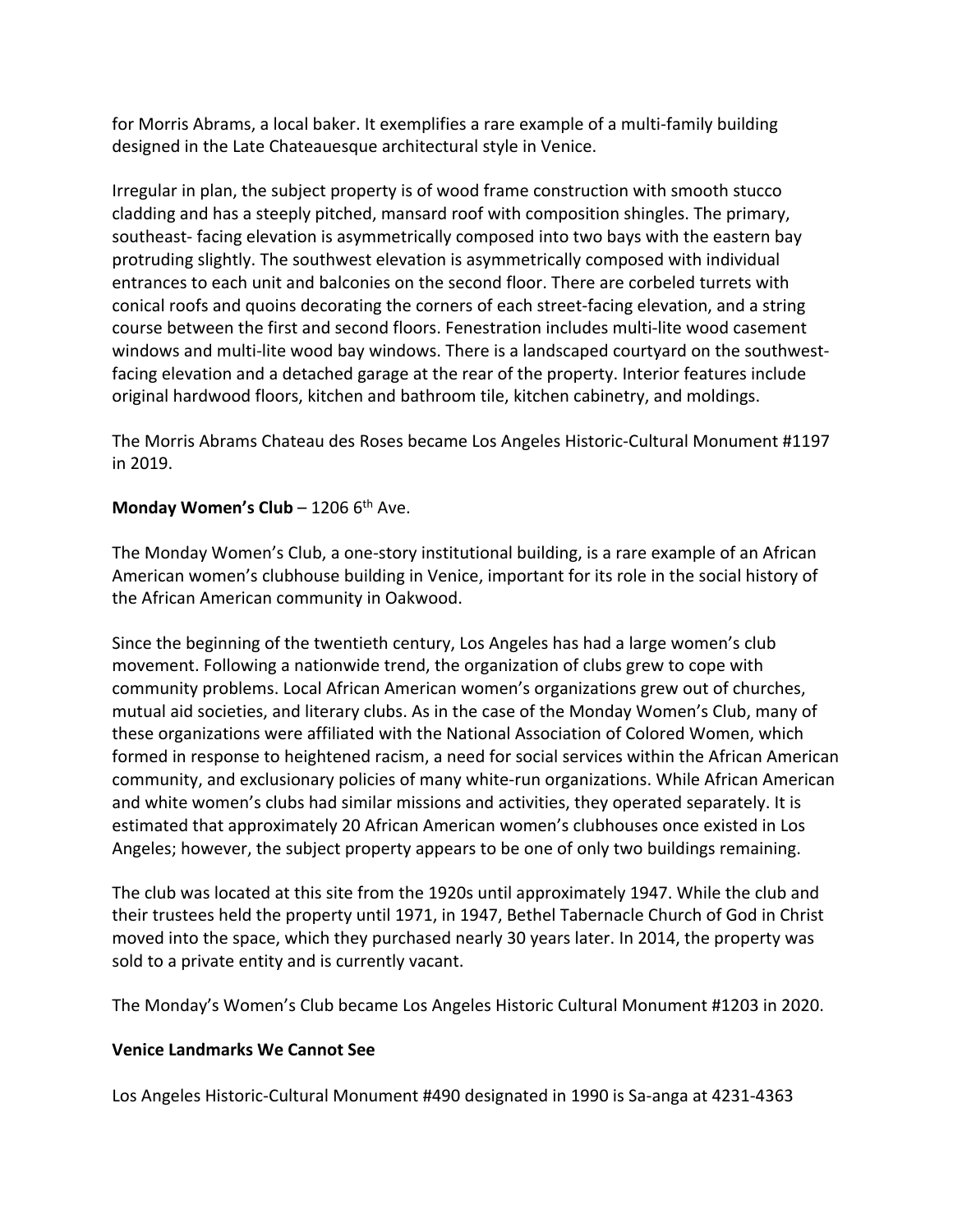for Morris Abrams, a local baker. It exemplifies a rare example of a multi-family building designed in the Late Chateauesque architectural style in Venice.

Irregular in plan, the subject property is of wood frame construction with smooth stucco cladding and has a steeply pitched, mansard roof with composition shingles. The primary, southeast- facing elevation is asymmetrically composed into two bays with the eastern bay protruding slightly. The southwest elevation is asymmetrically composed with individual entrances to each unit and balconies on the second floor. There are corbeled turrets with conical roofs and quoins decorating the corners of each street-facing elevation, and a string course between the first and second floors. Fenestration includes multi-lite wood casement windows and multi-lite wood bay windows. There is a landscaped courtyard on the southwest-facing elevation and a detached garage at the rear of the property. Interior features include original hardwood floors, kitchen and bathroom tile, kitchen cabinetry, and moldings.

The Morris Abrams Chateau des Roses became Los Angeles Historic-Cultural Monument #1197 in 2019.

**Monday Women's Club** – 1206 6th Ave.

The Monday Women's Club, a one-story institutional building, is a rare example of an African American women's clubhouse building in Venice, important for its role in the social history of the African American community in Oakwood.

Since the beginning of the twentieth century, Los Angeles has had a large women's club movement. Following a nationwide trend, the organization of clubs grew to cope with community problems. Local African American women's organizations grew out of churches, mutual aid societies, and literary clubs. As in the case of the Monday Women's Club, many of these organizations were affiliated with the National Association of Colored Women, which formed in response to heightened racism, a need for social services within the African American community, and exclusionary policies of many white-run organizations. While African American and white women's clubs had similar missions and activities, they operated separately. It is estimated that approximately 20 African American women's clubhouses once existed in Los Angeles; however, the subject property appears to be one of only two buildings remaining.

The club was located at this site from the 1920s until approximately 1947. While the club and their trustees held the property until 1971, in 1947, Bethel Tabernacle Church of God in Christ moved into the space, which they purchased nearly 30 years later. In 2014, the property was sold to a private entity and is currently vacant.

The Monday's Women's Club became Los Angeles Historic Cultural Monument #1203 in 2020.

**Venice Landmarks We Cannot See**

Los Angeles Historic-Cultural Monument #490 designated in 1990 is Sa-anga at 4231-4363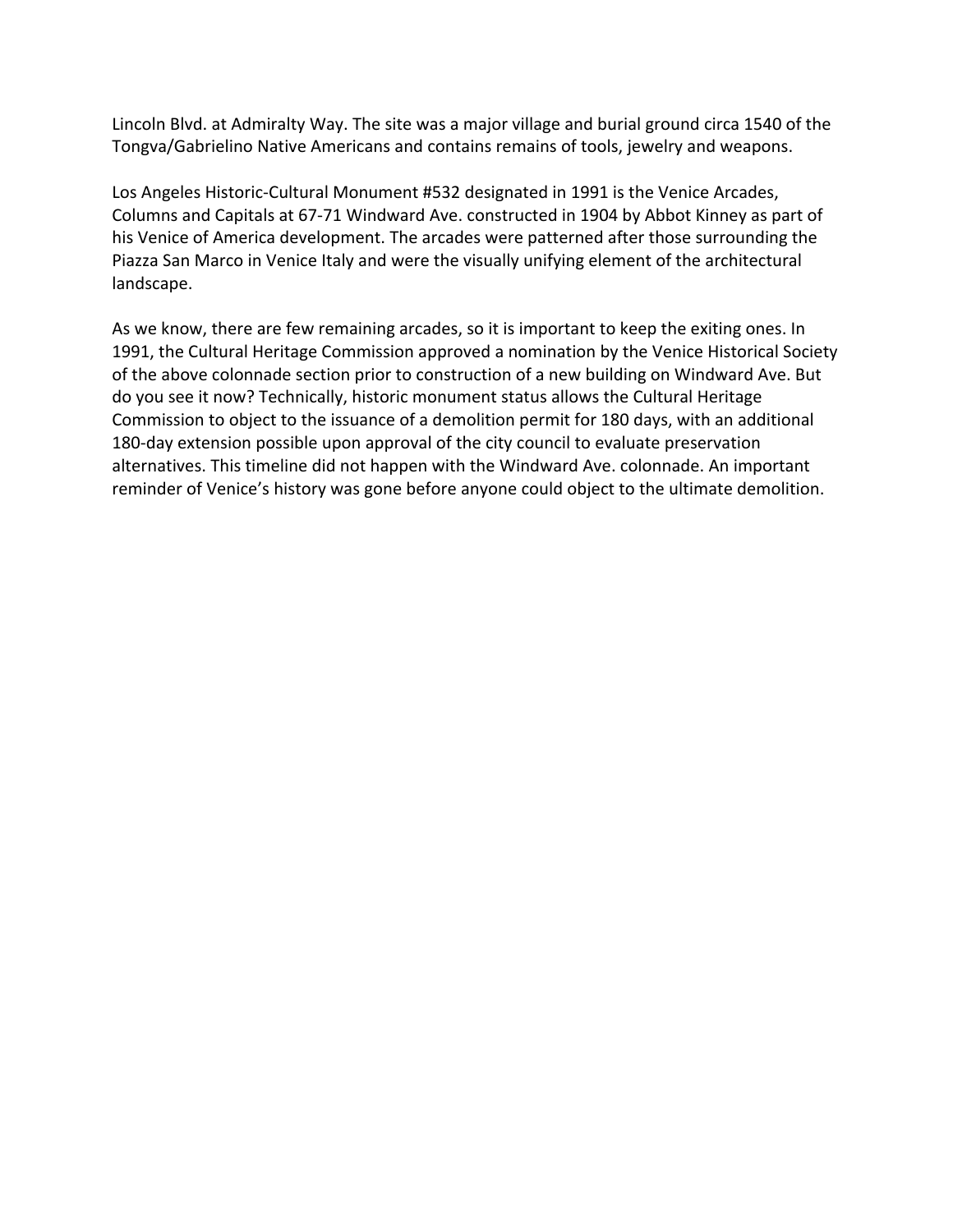Lincoln Blvd. at Admiralty Way. The site was a major village and burial ground circa 1540 of the Tongva/Gabrielino Native Americans and contains remains of tools, jewelry and weapons.

Los Angeles Historic-Cultural Monument #532 designated in 1991 is the Venice Arcades, Columns and Capitals at 67-71 Windward Ave. constructed in 1904 by Abbot Kinney as part of his Venice of America development. The arcades were patterned after those surrounding the Piazza San Marco in Venice Italy and were the visually unifying element of the architectural landscape.

As we know, there are few remaining arcades, so it is important to keep the exiting ones. In 1991, the Cultural Heritage Commission approved a nomination by the Venice Historical Society of the above colonnade section prior to construction of a new building on Windward Ave. But do you see it now? Technically, historic monument status allows the Cultural Heritage Commission to object to the issuance of a demolition permit for 180 days, with an additional 180-day extension possible upon approval of the city council to evaluate preservation alternatives. This timeline did not happen with the Windward Ave. colonnade. An important reminder of Venice's history was gone before anyone could object to the ultimate demolition.